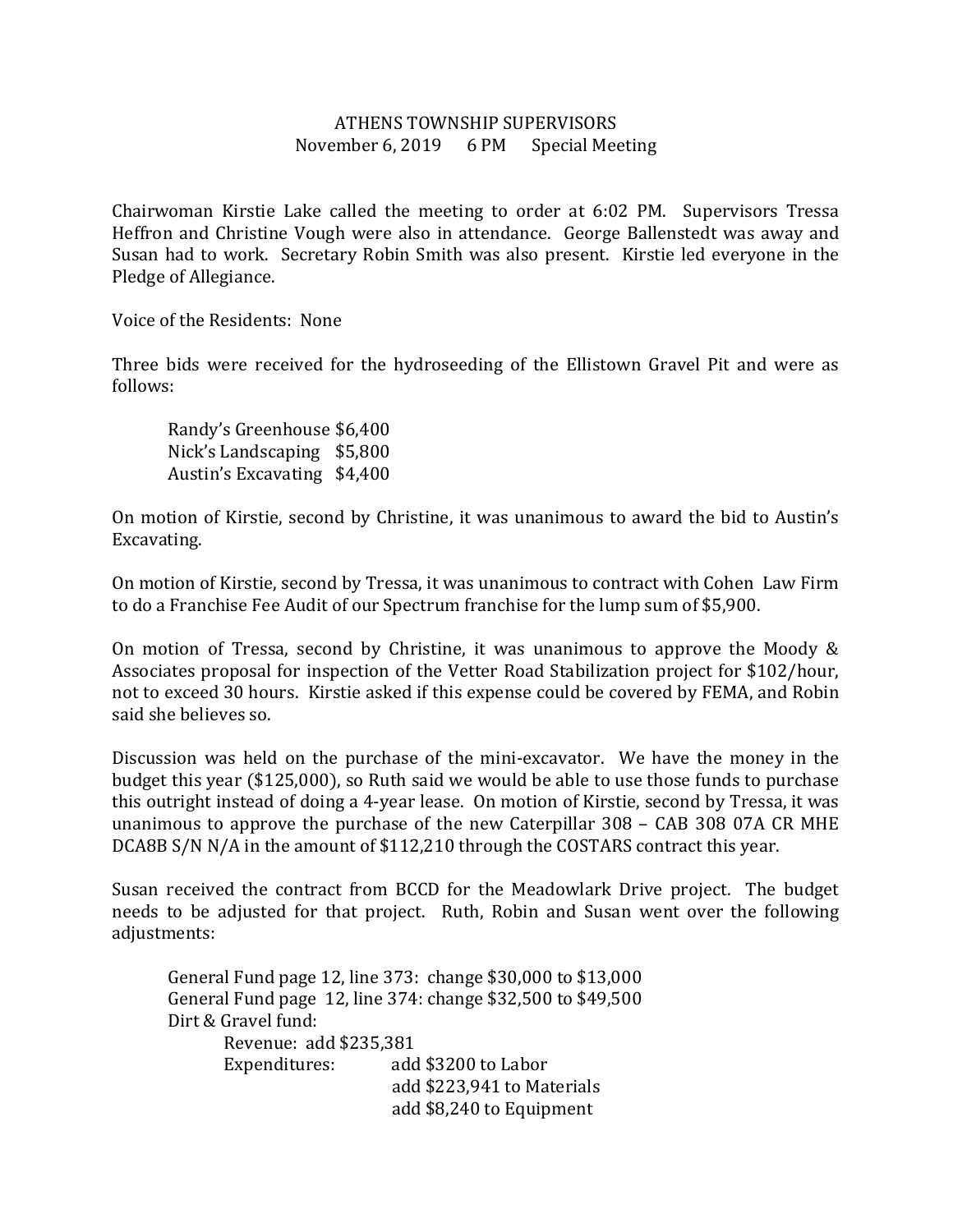# ATHENS TOWNSHIP SUPERVISORS

November 6, 2019 6 PM Special Meeting

Chairwoman Kirstie Lake called the meeting to order at 6:02 PM. Supervisors Tressa Heffron and Christine Vough were also in attendance. George Ballenstedt was away and Susan had to work. Secretary Robin Smith was also present. Kirstie led everyone in the Pledge of Allegiance.

Voice of the Residents: None

Three bids were received for the hydroseeding of the Ellistown Gravel Pit and were as follows:

Randy's Greenhouse $6,400
Nick's Landscaping $5,800
Austin's Excavating $4,400

On motion of Kirstie, second by Christine, it was unanimous to award the bid to Austin's Excavating.

On motion of Kirstie, second by Tressa, it was unanimous to contract with Cohen Law Firm to do a Franchise Fee Audit of our Spectrum franchise for the lump sum of $5,900.

On motion of Tressa, second by Christine, it was unanimous to approve the Moody & Associates proposal for inspection of the Vetter Road Stabilization project for $102/hour, not to exceed 30 hours. Kirstie asked if this expense could be covered by FEMA, and Robin said she believes so.

Discussion was held on the purchase of the mini-excavator. We have the money in the budget this year ($125,000), so Ruth said we would be able to use those funds to purchase this outright instead of doing a 4-year lease. On motion of Kirstie, second by Tressa, it was unanimous to approve the purchase of the new Caterpillar 308 – CAB 308 07A CR MHE DCA8B S/N N/A in the amount of $112,210 through the COSTARS contract this year.

Susan received the contract from BCCD for the Meadowlark Drive project. The budget needs to be adjusted for that project. Ruth, Robin and Susan went over the following adjustments:

General Fund page 12, line 373: change $30,000 to $13,000
General Fund page 12, line 374: change $32,500 to $49,500
Dirt & Gravel fund:
  Revenue: add $235,381
  Expenditures: add $3200 to Labor
    add $223,941 to Materials
    add $8,240 to Equipment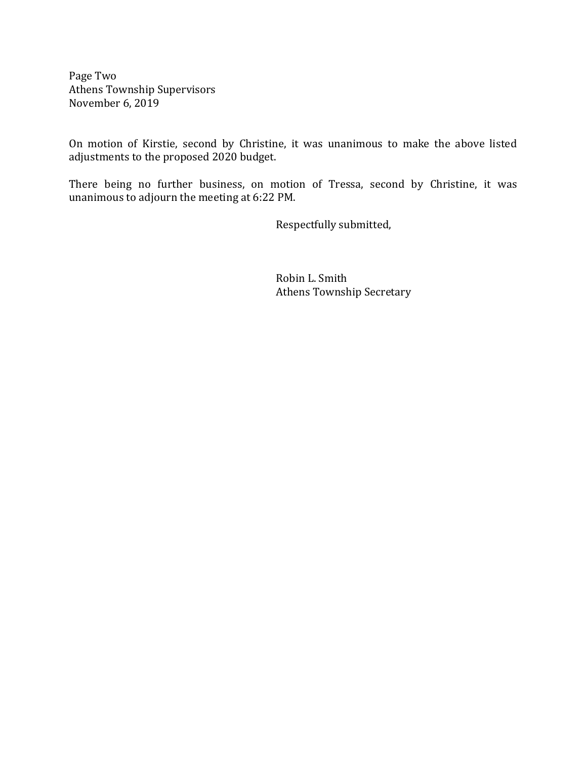Page Two
Athens Township Supervisors
November 6, 2019

On motion of Kirstie, second by Christine, it was unanimous to make the above listed adjustments to the proposed 2020 budget.

There being no further business, on motion of Tressa, second by Christine, it was unanimous to adjourn the meeting at 6:22 PM.

Respectfully submitted,

Robin L. Smith
Athens Township Secretary